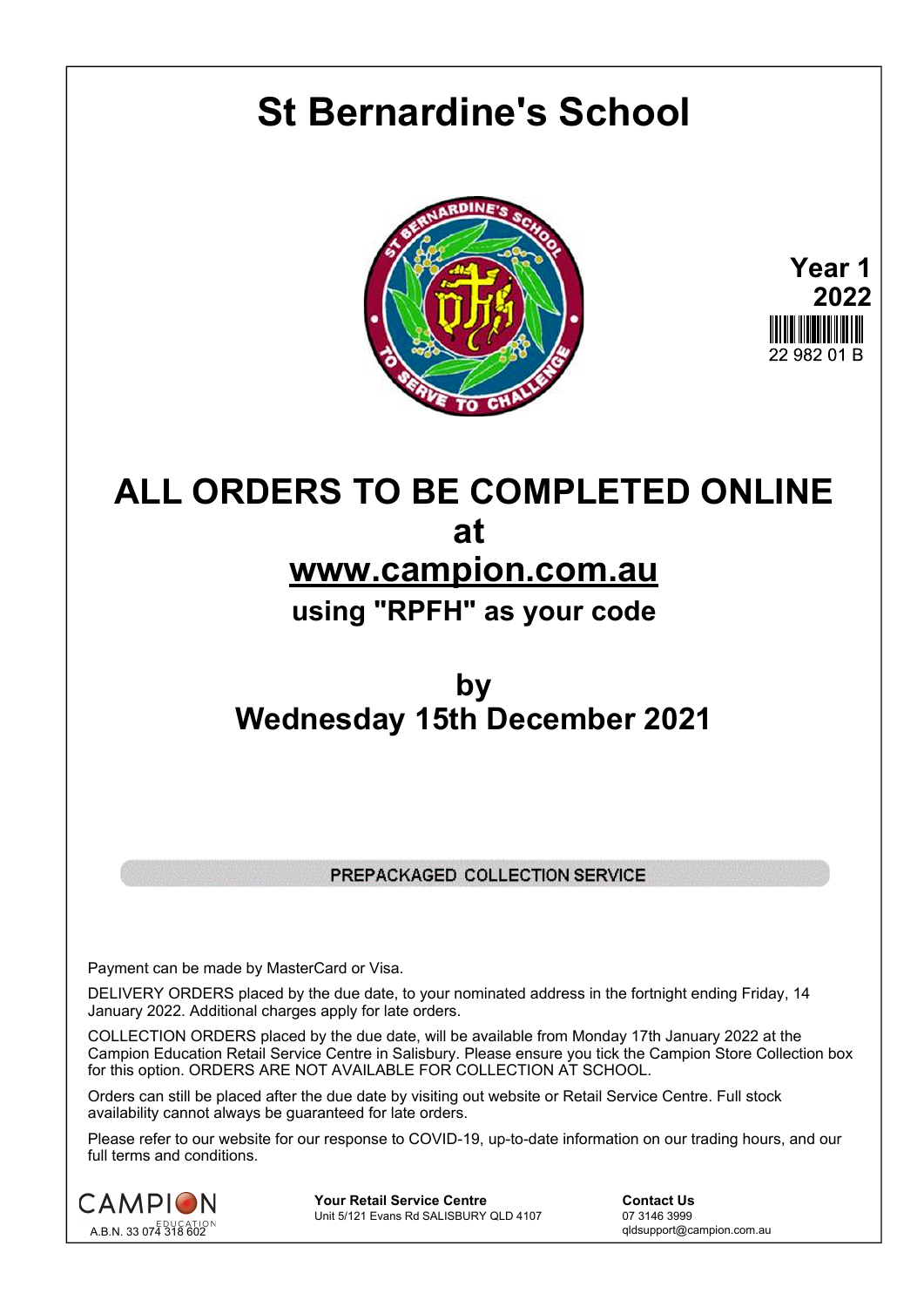# St Bernardine's School

**Year 1**
**2022**

22 982 01 B

## ALL ORDERS TO BE COMPLETED ONLINE

## at

## www.campion.com.au

### using "RPFH" as your code

## by

## Wednesday 15th December 2021

PREPACKAGED COLLECTION SERVICE

Payment can be made by MasterCard or Visa.

DELIVERY ORDERS placed by the due date, to your nominated address in the fortnight ending Friday, 14 January 2022. Additional charges apply for late orders.

COLLECTION ORDERS placed by the due date, will be available from Monday 17th January 2022 at the Campion Education Retail Service Centre in Salisbury. Please ensure you tick the Campion Store Collection box for this option. ORDERS ARE NOT AVAILABLE FOR COLLECTION AT SCHOOL.

Orders can still be placed after the due date by visiting out website or Retail Service Centre. Full stock availability cannot always be guaranteed for late orders.

Please refer to our website for our response to COVID-19, up-to-date information on our trading hours, and our full terms and conditions.

CAMPION EDUCATION
A.B.N. 33 074 318 602

**Your Retail Service Centre**
Unit 5/121 Evans Rd SALISBURY QLD 4107

**Contact Us**
07 3146 3999
qldsupport@campion.com.au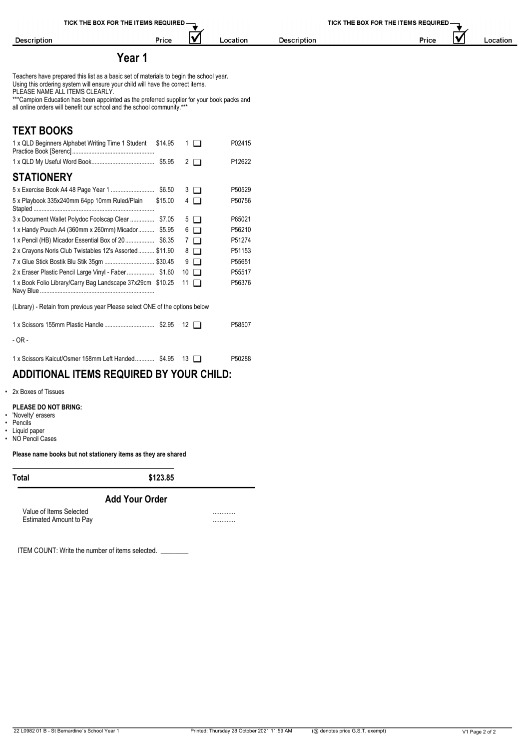# Year 1

Teachers have prepared this list as a basic set of materials to begin the school year.
Using this ordering system will ensure your child will have the correct items.
PLEASE NAME ALL ITEMS CLEARLY.
***Campion Education has been appointed as the preferred supplier for your book packs and all online orders will benefit our school and the school community.***

## TEXT BOOKS

| Description | Price | TICK THE BOX FOR THE ITEMS REQUIRED | Location |
|---|---|---|---|
| 1 x QLD Beginners Alphabet Writing Time 1 Student Practice Book [Serenc] | $14.95 | 1 ☐ | P02415 |
| 1 x QLD My Useful Word Book | $5.95 | 2 ☐ | P12622 |

## STATIONERY

| Description | Price | TICK THE BOX FOR THE ITEMS REQUIRED | Location |
|---|---|---|---|
| 5 x Exercise Book A4 48 Page Year 1 | $6.50 | 3 ☐ | P50529 |
| 5 x Playbook 335x240mm 64pp 10mm Ruled/Plain Stapled | $15.00 | 4 ☐ | P50756 |
| 3 x Document Wallet Polydoc Foolscap Clear | $7.05 | 5 ☐ | P65021 |
| 1 x Handy Pouch A4 (360mm x 260mm) Micador | $5.95 | 6 ☐ | P56210 |
| 1 x Pencil (HB) Micador Essential Box of 20 | $6.35 | 7 ☐ | P51274 |
| 2 x Crayons Noris Club Twistables 12's Assorted | $11.90 | 8 ☐ | P51153 |
| 7 x Glue Stick Bostik Blu Stik 35gm | $30.45 | 9 ☐ | P55651 |
| 2 x Eraser Plastic Pencil Large Vinyl - Faber | $1.60 | 10 ☐ | P55517 |
| 1 x Book Folio Library/Carry Bag Landscape 37x29cm Navy Blue | $10.25 | 11 ☐ | P56376 |

(Library) - Retain from previous year Please select ONE of the options below

| Description | Price | TICK THE BOX FOR THE ITEMS REQUIRED | Location |
|---|---|---|---|
| 1 x Scissors 155mm Plastic Handle | $2.95 | 12 ☐ | P58507 |
| - OR - | | | |
| 1 x Scissors Kaicut/Osmer 158mm Left Handed | $4.95 | 13 ☐ | P50288 |

## ADDITIONAL ITEMS REQUIRED BY YOUR CHILD:

- 2x Boxes of Tissues

**PLEASE DO NOT BRING:**

- 'Novelty' erasers
- Pencils
- Liquid paper
- NO Pencil Cases

**Please name books but not stationery items as they are shared**

**Total** **$123.85**

### Add Your Order

Value of Items Selected ............
Estimated Amount to Pay ............

ITEM COUNT: Write the number of items selected. ________

22 L0982 01 B - St Bernardine´s School Year 1 — Printed: Thursday 28 October 2021 11:59 AM — (@ denotes price G.S.T. exempt)